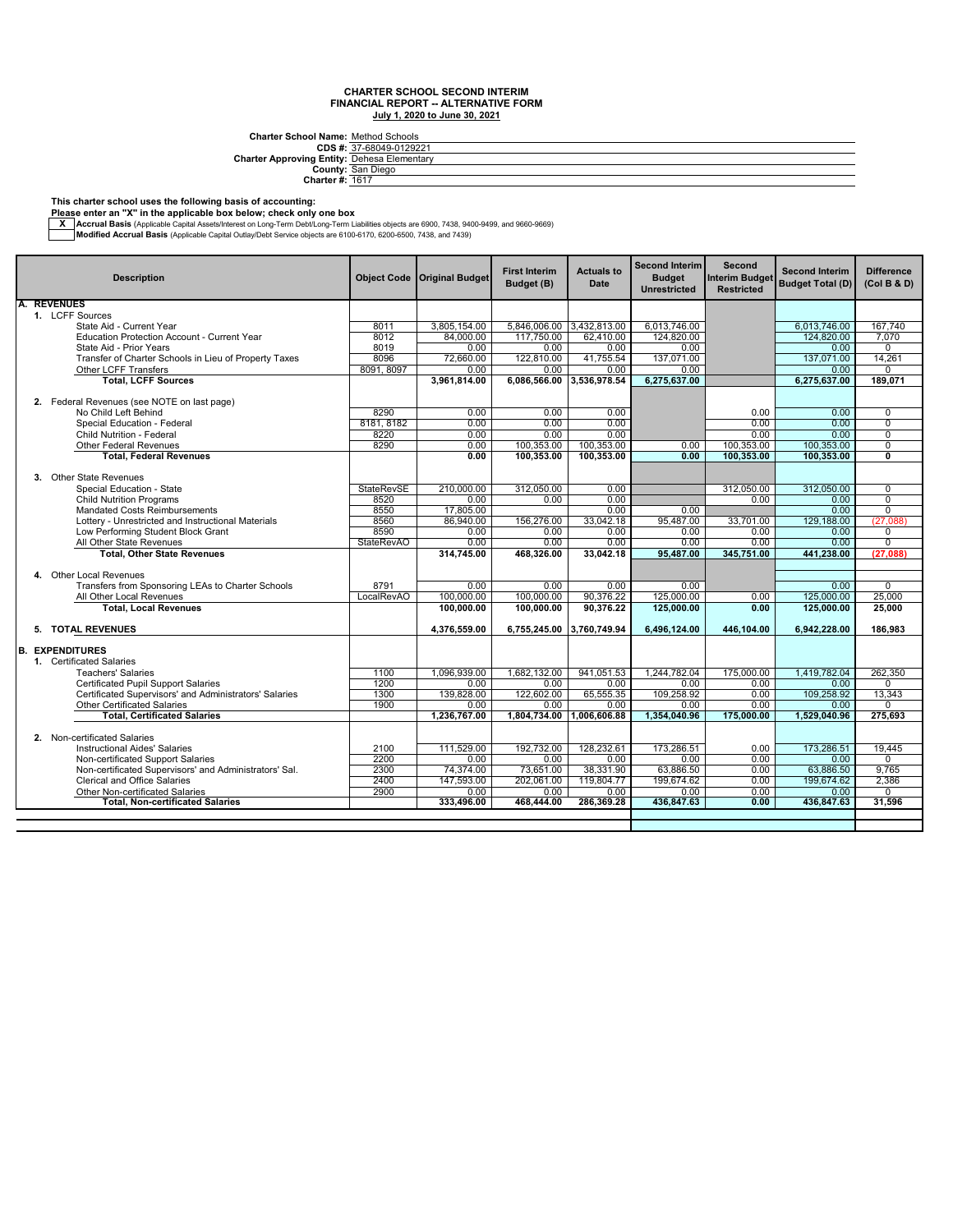# CHARTER SCHOOL SECOND INTERIM
## FINANCIAL REPORT -- ALTERNATIVE FORM
**July 1, 2020 to June 30, 2021**

**Charter School Name:** Method Schools
**CDS #:** 37-68049-0129221
**Charter Approving Entity:** Dehesa Elementary
**County:** San Diego
**Charter #:** 1617

**This charter school uses the following basis of accounting:**
**Please enter an "X" in the applicable box below; check only one box**

| | |
|---|---|
| X | **Accrual Basis** (Applicable Capital Assets/Interest on Long-Term Debt/Long-Term Liabilities objects are 6900, 7438, 9400-9499, and 9660-9669) |
| | **Modified Accrual Basis** (Applicable Capital Outlay/Debt Service objects are 6100-6170, 6200-6500, 7438, and 7439) |

| Description | Object Code | Original Budget | First Interim Budget (B) | Actuals to Date | Second Interim Budget Unrestricted | Second Interim Budget Restricted | Second Interim Budget Total (D) | Difference (Col B & D) |
|---|---|---|---|---|---|---|---|---|
| **A. REVENUES** | | | | | | | | |
| 1. LCFF Sources | | | | | | | | |
| State Aid - Current Year | 8011 | 3,805,154.00 | 5,846,006.00 | 3,432,813.00 | 6,013,746.00 | | 6,013,746.00 | 167,740 |
| Education Protection Account - Current Year | 8012 | 84,000.00 | 117,750.00 | 62,410.00 | 124,820.00 | | 124,820.00 | 7,070 |
| State Aid - Prior Years | 8019 | 0.00 | 0.00 | 0.00 | 0.00 | | 0.00 | 0 |
| Transfer of Charter Schools in Lieu of Property Taxes | 8096 | 72,660.00 | 122,810.00 | 41,755.54 | 137,071.00 | | 137,071.00 | 14,261 |
| Other LCFF Transfers | 8091, 8097 | 0.00 | 0.00 | 0.00 | 0.00 | | 0.00 | 0 |
| **Total, LCFF Sources** | | **3,961,814.00** | **6,086,566.00** | **3,536,978.54** | **6,275,637.00** | | **6,275,637.00** | **189,071** |
| 2. Federal Revenues (see NOTE on last page) | | | | | | | | |
| No Child Left Behind | 8290 | 0.00 | 0.00 | 0.00 | | 0.00 | 0.00 | 0 |
| Special Education - Federal | 8181, 8182 | 0.00 | 0.00 | 0.00 | | 0.00 | 0.00 | 0 |
| Child Nutrition - Federal | 8220 | 0.00 | 0.00 | 0.00 | | 0.00 | 0.00 | 0 |
| Other Federal Revenues | 8290 | 0.00 | 100,353.00 | 100,353.00 | 0.00 | 100,353.00 | 100,353.00 | 0 |
| **Total, Federal Revenues** | | **0.00** | **100,353.00** | **100,353.00** | **0.00** | **100,353.00** | **100,353.00** | **0** |
| 3. Other State Revenues | | | | | | | | |
| Special Education - State | StateRevSE | 210,000.00 | 312,050.00 | 0.00 | | 312,050.00 | 312,050.00 | 0 |
| Child Nutrition Programs | 8520 | 0.00 | 0.00 | 0.00 | | 0.00 | 0.00 | 0 |
| Mandated Costs Reimbursements | 8550 | 17,805.00 | | 0.00 | 0.00 | | 0.00 | 0 |
| Lottery - Unrestricted and Instructional Materials | 8560 | 86,940.00 | 156,276.00 | 33,042.18 | 95,487.00 | 33,701.00 | 129,188.00 | (27,088) |
| Low Performing Student Block Grant | 8590 | 0.00 | 0.00 | 0.00 | 0.00 | 0.00 | 0.00 | 0 |
| All Other State Revenues | StateRevAO | 0.00 | 0.00 | 0.00 | 0.00 | 0.00 | 0.00 | 0 |
| **Total, Other State Revenues** | | **314,745.00** | **468,326.00** | **33,042.18** | **95,487.00** | **345,751.00** | **441,238.00** | **(27,088)** |
| 4. Other Local Revenues | | | | | | | | |
| Transfers from Sponsoring LEAs to Charter Schools | 8791 | 0.00 | 0.00 | 0.00 | 0.00 | | 0.00 | 0 |
| All Other Local Revenues | LocalRevAO | 100,000.00 | 100,000.00 | 90,376.22 | 125,000.00 | 0.00 | 125,000.00 | 25,000 |
| **Total, Local Revenues** | | **100,000.00** | **100,000.00** | **90,376.22** | **125,000.00** | **0.00** | **125,000.00** | **25,000** |
| **5. TOTAL REVENUES** | | **4,376,559.00** | **6,755,245.00** | **3,760,749.94** | **6,496,124.00** | **446,104.00** | **6,942,228.00** | **186,983** |
| **B. EXPENDITURES** | | | | | | | | |
| 1. Certificated Salaries | | | | | | | | |
| Teachers' Salaries | 1100 | 1,096,939.00 | 1,682,132.00 | 941,051.53 | 1,244,782.04 | 175,000.00 | 1,419,782.04 | 262,350 |
| Certificated Pupil Support Salaries | 1200 | 0.00 | 0.00 | 0.00 | 0.00 | 0.00 | 0.00 | 0 |
| Certificated Supervisors' and Administrators' Salaries | 1300 | 139,828.00 | 122,602.00 | 65,555.35 | 109,258.92 | 0.00 | 109,258.92 | 13,343 |
| Other Certificated Salaries | 1900 | 0.00 | 0.00 | 0.00 | 0.00 | 0.00 | 0.00 | 0 |
| **Total, Certificated Salaries** | | **1,236,767.00** | **1,804,734.00** | **1,006,606.88** | **1,354,040.96** | **175,000.00** | **1,529,040.96** | **275,693** |
| 2. Non-certificated Salaries | | | | | | | | |
| Instructional Aides' Salaries | 2100 | 111,529.00 | 192,732.00 | 128,232.61 | 173,286.51 | 0.00 | 173,286.51 | 19,445 |
| Non-certificated Support Salaries | 2200 | 0.00 | 0.00 | 0.00 | 0.00 | 0.00 | 0.00 | 0 |
| Non-certificated Supervisors' and Administrators' Sal. | 2300 | 74,374.00 | 73,651.00 | 38,331.90 | 63,886.50 | 0.00 | 63,886.50 | 9,765 |
| Clerical and Office Salaries | 2400 | 147,593.00 | 202,061.00 | 119,804.77 | 199,674.62 | 0.00 | 199,674.62 | 2,386 |
| Other Non-certificated Salaries | 2900 | 0.00 | 0.00 | 0.00 | 0.00 | 0.00 | 0.00 | 0 |
| **Total, Non-certificated Salaries** | | **333,496.00** | **468,444.00** | **286,369.28** | **436,847.63** | **0.00** | **436,847.63** | **31,596** |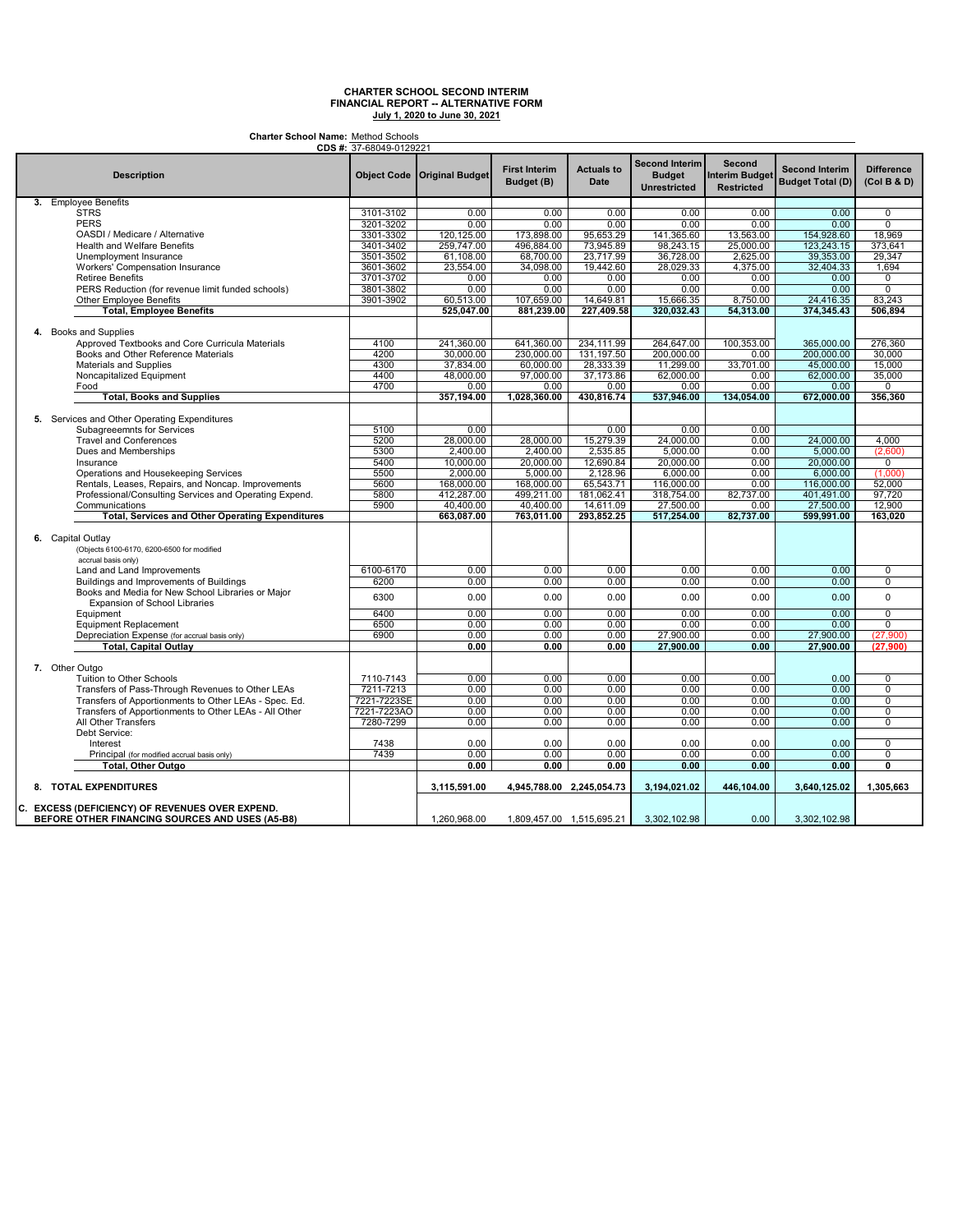**CHARTER SCHOOL SECOND INTERIM**
**FINANCIAL REPORT -- ALTERNATIVE FORM**
**July 1, 2020 to June 30, 2021**

**Charter School Name:** Method Schools
**CDS #:** 37-68049-0129221

| Description | Object Code | Original Budget | First Interim Budget (B) | Actuals to Date | Second Interim Budget Unrestricted | Second Interim Budget Restricted | Second Interim Budget Total (D) | Difference (Col B & D) |
|---|---|---|---|---|---|---|---|---|
| **3.** Employee Benefits | | | | | | | | |
| STRS | 3101-3102 | 0.00 | 0.00 | 0.00 | 0.00 | 0.00 | 0.00 | 0 |
| PERS | 3201-3202 | 0.00 | 0.00 | 0.00 | 0.00 | 0.00 | 0.00 | 0 |
| OASDI / Medicare / Alternative | 3301-3302 | 120,125.00 | 173,898.00 | 95,653.29 | 141,365.60 | 13,563.00 | 154,928.60 | 18,969 |
| Health and Welfare Benefits | 3401-3402 | 259,747.00 | 496,884.00 | 73,945.89 | 98,243.15 | 25,000.00 | 123,243.15 | 373,641 |
| Unemployment Insurance | 3501-3502 | 61,108.00 | 68,700.00 | 23,717.99 | 36,728.00 | 2,625.00 | 39,353.00 | 29,347 |
| Workers' Compensation Insurance | 3601-3602 | 23,554.00 | 34,098.00 | 19,442.60 | 28,029.33 | 4,375.00 | 32,404.33 | 1,694 |
| Retiree Benefits | 3701-3702 | 0.00 | 0.00 | 0.00 | 0.00 | 0.00 | 0.00 | 0 |
| PERS Reduction (for revenue limit funded schools) | 3801-3802 | 0.00 | 0.00 | 0.00 | 0.00 | 0.00 | 0.00 | 0 |
| Other Employee Benefits | 3901-3902 | 60,513.00 | 107,659.00 | 14,649.81 | 15,666.35 | 8,750.00 | 24,416.35 | 83,243 |
| **Total, Employee Benefits** | | **525,047.00** | **881,239.00** | **227,409.58** | **320,032.43** | **54,313.00** | **374,345.43** | **506,894** |
| **4.** Books and Supplies | | | | | | | | |
| Approved Textbooks and Core Curricula Materials | 4100 | 241,360.00 | 641,360.00 | 234,111.99 | 264,647.00 | 100,353.00 | 365,000.00 | 276,360 |
| Books and Other Reference Materials | 4200 | 30,000.00 | 230,000.00 | 131,197.50 | 200,000.00 | 0.00 | 200,000.00 | 30,000 |
| Materials and Supplies | 4300 | 37,834.00 | 60,000.00 | 28,333.39 | 11,299.00 | 33,701.00 | 45,000.00 | 15,000 |
| Noncapitalized Equipment | 4400 | 48,000.00 | 97,000.00 | 37,173.86 | 62,000.00 | 0.00 | 62,000.00 | 35,000 |
| Food | 4700 | 0.00 | 0.00 | 0.00 | 0.00 | 0.00 | 0.00 | 0 |
| **Total, Books and Supplies** | | **357,194.00** | **1,028,360.00** | **430,816.74** | **537,946.00** | **134,054.00** | **672,000.00** | **356,360** |
| **5.** Services and Other Operating Expenditures | | | | | | | | |
| Subagreeemnts for Services | 5100 | 0.00 | | 0.00 | 0.00 | 0.00 | | |
| Travel and Conferences | 5200 | 28,000.00 | 28,000.00 | 15,279.39 | 24,000.00 | 0.00 | 24,000.00 | 4,000 |
| Dues and Memberships | 5300 | 2,400.00 | 2,400.00 | 2,535.85 | 5,000.00 | 0.00 | 5,000.00 | (2,600) |
| Insurance | 5400 | 10,000.00 | 20,000.00 | 12,690.84 | 20,000.00 | 0.00 | 20,000.00 | 0 |
| Operations and Housekeeping Services | 5500 | 2,000.00 | 5,000.00 | 2,128.96 | 6,000.00 | 0.00 | 6,000.00 | (1,000) |
| Rentals, Leases, Repairs, and Noncap. Improvements | 5600 | 168,000.00 | 168,000.00 | 65,543.71 | 116,000.00 | 0.00 | 116,000.00 | 52,000 |
| Professional/Consulting Services and Operating Expend. | 5800 | 412,287.00 | 499,211.00 | 181,062.41 | 318,754.00 | 82,737.00 | 401,491.00 | 97,720 |
| Communications | 5900 | 40,400.00 | 40,400.00 | 14,611.09 | 27,500.00 | 0.00 | 27,500.00 | 12,900 |
| **Total, Services and Other Operating Expenditures** | | **663,087.00** | **763,011.00** | **293,852.25** | **517,254.00** | **82,737.00** | **599,991.00** | **163,020** |
| **6.** Capital Outlay (Objects 6100-6170, 6200-6500 for modified accrual basis only) | | | | | | | | |
| Land and Land Improvements | 6100-6170 | 0.00 | 0.00 | 0.00 | 0.00 | 0.00 | 0.00 | 0 |
| Buildings and Improvements of Buildings | 6200 | 0.00 | 0.00 | 0.00 | 0.00 | 0.00 | 0.00 | 0 |
| Books and Media for New School Libraries or Major Expansion of School Libraries | 6300 | 0.00 | 0.00 | 0.00 | 0.00 | 0.00 | 0.00 | 0 |
| Equipment | 6400 | 0.00 | 0.00 | 0.00 | 0.00 | 0.00 | 0.00 | 0 |
| Equipment Replacement | 6500 | 0.00 | 0.00 | 0.00 | 0.00 | 0.00 | 0.00 | 0 |
| Depreciation Expense (for accrual basis only) | 6900 | 0.00 | 0.00 | 0.00 | 27,900.00 | 0.00 | 27,900.00 | (27,900) |
| **Total, Capital Outlay** | | **0.00** | **0.00** | **0.00** | **27,900.00** | **0.00** | **27,900.00** | **(27,900)** |
| **7.** Other Outgo | | | | | | | | |
| Tuition to Other Schools | 7110-7143 | 0.00 | 0.00 | 0.00 | 0.00 | 0.00 | 0.00 | 0 |
| Transfers of Pass-Through Revenues to Other LEAs | 7211-7213 | 0.00 | 0.00 | 0.00 | 0.00 | 0.00 | 0.00 | 0 |
| Transfers of Apportionments to Other LEAs - Spec. Ed. | 7221-7223SE | 0.00 | 0.00 | 0.00 | 0.00 | 0.00 | 0.00 | 0 |
| Transfers of Apportionments to Other LEAs - All Other | 7221-7223AO | 0.00 | 0.00 | 0.00 | 0.00 | 0.00 | 0.00 | 0 |
| All Other Transfers | 7280-7299 | 0.00 | 0.00 | 0.00 | 0.00 | 0.00 | 0.00 | 0 |
| Debt Service: | | | | | | | | |
| Interest | 7438 | 0.00 | 0.00 | 0.00 | 0.00 | 0.00 | 0.00 | 0 |
| Principal (for modified accrual basis only) | 7439 | 0.00 | 0.00 | 0.00 | 0.00 | 0.00 | 0.00 | 0 |
| **Total, Other Outgo** | | **0.00** | **0.00** | **0.00** | **0.00** | **0.00** | **0.00** | **0** |
| **8. TOTAL EXPENDITURES** | | **3,115,591.00** | **4,945,788.00** | **2,245,054.73** | **3,194,021.02** | **446,104.00** | **3,640,125.02** | **1,305,663** |
| **C. EXCESS (DEFICIENCY) OF REVENUES OVER EXPEND. BEFORE OTHER FINANCING SOURCES AND USES (A5-B8)** | | 1,260,968.00 | 1,809,457.00 | 1,515,695.21 | 3,302,102.98 | 0.00 | 3,302,102.98 | |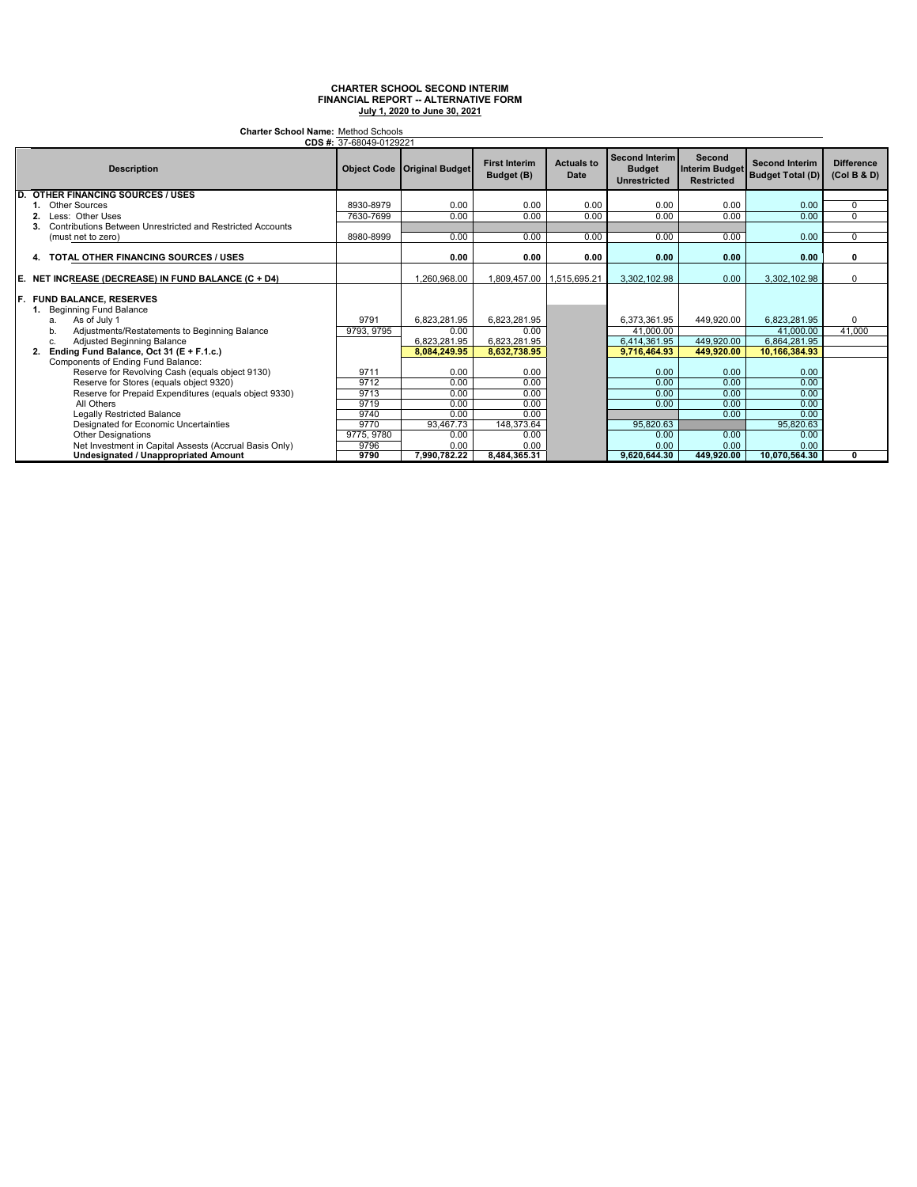**CHARTER SCHOOL SECOND INTERIM**
**FINANCIAL REPORT -- ALTERNATIVE FORM**
**July 1, 2020 to June 30, 2021**

**Charter School Name:** Method Schools
**CDS #:** 37-68049-0129221

| Description | Object Code | Original Budget | First Interim Budget (B) | Actuals to Date | Second Interim Budget Unrestricted | Second Interim Budget Restricted | Second Interim Budget Total (D) | Difference (Col B & D) |
|---|---|---|---|---|---|---|---|---|
| **D. OTHER FINANCING SOURCES / USES** | | | | | | | | |
| 1. Other Sources | 8930-8979 | 0.00 | 0.00 | 0.00 | 0.00 | 0.00 | 0.00 | 0 |
| 2. Less: Other Uses | 7630-7699 | 0.00 | 0.00 | 0.00 | 0.00 | 0.00 | 0.00 | 0 |
| 3. Contributions Between Unrestricted and Restricted Accounts (must net to zero) | 8980-8999 | 0.00 | 0.00 | 0.00 | 0.00 | 0.00 | 0.00 | 0 |
| **4. TOTAL OTHER FINANCING SOURCES / USES** | | **0.00** | **0.00** | **0.00** | **0.00** | **0.00** | **0.00** | **0** |
| **E. NET INCREASE (DECREASE) IN FUND BALANCE (C + D4)** | | 1,260,968.00 | 1,809,457.00 | 1,515,695.21 | 3,302,102.98 | 0.00 | 3,302,102.98 | 0 |
| **F. FUND BALANCE, RESERVES** | | | | | | | | |
| 1. Beginning Fund Balance | | | | | | | | |
| a. As of July 1 | 9791 | 6,823,281.95 | 6,823,281.95 | | 6,373,361.95 | 449,920.00 | 6,823,281.95 | 0 |
| b. Adjustments/Restatements to Beginning Balance | 9793, 9795 | 0.00 | 0.00 | | 41,000.00 | | 41,000.00 | 41,000 |
| c. Adjusted Beginning Balance | | 6,823,281.95 | 6,823,281.95 | | 6,414,361.95 | 449,920.00 | 6,864,281.95 | |
| **2. Ending Fund Balance, Oct 31 (E + F.1.c.)** | | **8,084,249.95** | **8,632,738.95** | | **9,716,464.93** | **449,920.00** | **10,166,384.93** | |
| Components of Ending Fund Balance: | | | | | | | | |
| Reserve for Revolving Cash (equals object 9130) | 9711 | 0.00 | 0.00 | | 0.00 | 0.00 | 0.00 | |
| Reserve for Stores (equals object 9320) | 9712 | 0.00 | 0.00 | | 0.00 | 0.00 | 0.00 | |
| Reserve for Prepaid Expenditures (equals object 9330) | 9713 | 0.00 | 0.00 | | 0.00 | 0.00 | 0.00 | |
| All Others | 9719 | 0.00 | 0.00 | | 0.00 | 0.00 | 0.00 | |
| Legally Restricted Balance | 9740 | 0.00 | 0.00 | | | 0.00 | 0.00 | |
| Designated for Economic Uncertainties | 9770 | 93,467.73 | 148,373.64 | | 95,820.63 | | 95,820.63 | |
| Other Designations | 9775, 9780 | 0.00 | 0.00 | | 0.00 | 0.00 | 0.00 | |
| Net Investment in Capital Assests (Accrual Basis Only) | 9796 | 0.00 | 0.00 | | 0.00 | 0.00 | 0.00 | |
| **Undesignated / Unappropriated Amount** | **9790** | **7,990,782.22** | **8,484,365.31** | | **9,620,644.30** | **449,920.00** | **10,070,564.30** | **0** |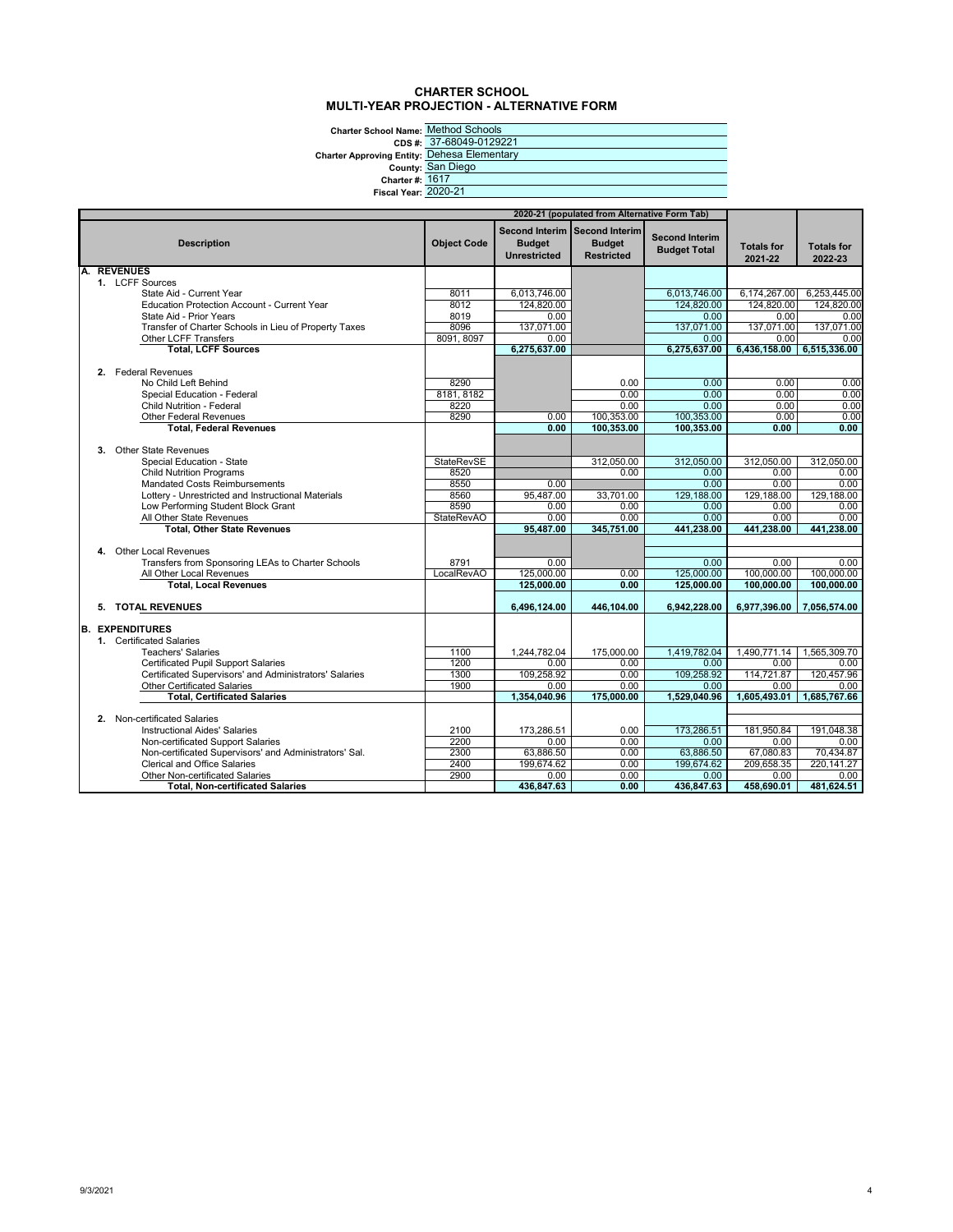# CHARTER SCHOOL
## MULTI-YEAR PROJECTION - ALTERNATIVE FORM

**Charter School Name:** Method Schools
**CDS #:** 37-68049-0129221
**Charter Approving Entity:** Dehesa Elementary
**County:** San Diego
**Charter #:** 1617
**Fiscal Year:** 2020-21

| Description | Object Code | 2020-21 (populated from Alternative Form Tab) | | | | |
|---|---|---|---|---|---|---|
| | | Second Interim Budget Unrestricted | Second Interim Budget Restricted | Second Interim Budget Total | Totals for 2021-22 | Totals for 2022-23 |
| **A. REVENUES** | | | | | | |
| **1.** LCFF Sources | | | | | | |
| State Aid - Current Year | 8011 | 6,013,746.00 | | 6,013,746.00 | 6,174,267.00 | 6,253,445.00 |
| Education Protection Account - Current Year | 8012 | 124,820.00 | | 124,820.00 | 124,820.00 | 124,820.00 |
| State Aid - Prior Years | 8019 | 0.00 | | 0.00 | 0.00 | 0.00 |
| Transfer of Charter Schools in Lieu of Property Taxes | 8096 | 137,071.00 | | 137,071.00 | 137,071.00 | 137,071.00 |
| Other LCFF Transfers | 8091, 8097 | 0.00 | | 0.00 | 0.00 | 0.00 |
| **Total, LCFF Sources** | | **6,275,637.00** | | **6,275,637.00** | **6,436,158.00** | **6,515,336.00** |
| **2.** Federal Revenues | | | | | | |
| No Child Left Behind | 8290 | | 0.00 | 0.00 | 0.00 | 0.00 |
| Special Education - Federal | 8181, 8182 | | 0.00 | 0.00 | 0.00 | 0.00 |
| Child Nutrition - Federal | 8220 | | 0.00 | 0.00 | 0.00 | 0.00 |
| Other Federal Revenues | 8290 | 0.00 | 100,353.00 | 100,353.00 | 0.00 | 0.00 |
| **Total, Federal Revenues** | | **0.00** | **100,353.00** | **100,353.00** | **0.00** | **0.00** |
| **3.** Other State Revenues | | | | | | |
| Special Education - State | StateRevSE | | 312,050.00 | 312,050.00 | 312,050.00 | 312,050.00 |
| Child Nutrition Programs | 8520 | | 0.00 | 0.00 | 0.00 | 0.00 |
| Mandated Costs Reimbursements | 8550 | 0.00 | | 0.00 | 0.00 | 0.00 |
| Lottery - Unrestricted and Instructional Materials | 8560 | 95,487.00 | 33,701.00 | 129,188.00 | 129,188.00 | 129,188.00 |
| Low Performing Student Block Grant | 8590 | 0.00 | 0.00 | 0.00 | 0.00 | 0.00 |
| All Other State Revenues | StateRevAO | 0.00 | 0.00 | 0.00 | 0.00 | 0.00 |
| **Total, Other State Revenues** | | **95,487.00** | **345,751.00** | **441,238.00** | **441,238.00** | **441,238.00** |
| **4.** Other Local Revenues | | | | | | |
| Transfers from Sponsoring LEAs to Charter Schools | 8791 | 0.00 | | 0.00 | 0.00 | 0.00 |
| All Other Local Revenues | LocalRevAO | 125,000.00 | 0.00 | 125,000.00 | 100,000.00 | 100,000.00 |
| **Total, Local Revenues** | | **125,000.00** | **0.00** | **125,000.00** | **100,000.00** | **100,000.00** |
| **5. TOTAL REVENUES** | | **6,496,124.00** | **446,104.00** | **6,942,228.00** | **6,977,396.00** | **7,056,574.00** |
| **B. EXPENDITURES** | | | | | | |
| **1.** Certificated Salaries | | | | | | |
| Teachers' Salaries | 1100 | 1,244,782.04 | 175,000.00 | 1,419,782.04 | 1,490,771.14 | 1,565,309.70 |
| Certificated Pupil Support Salaries | 1200 | 0.00 | 0.00 | 0.00 | 0.00 | 0.00 |
| Certificated Supervisors' and Administrators' Salaries | 1300 | 109,258.92 | 0.00 | 109,258.92 | 114,721.87 | 120,457.96 |
| Other Certificated Salaries | 1900 | 0.00 | 0.00 | 0.00 | 0.00 | 0.00 |
| **Total, Certificated Salaries** | | **1,354,040.96** | **175,000.00** | **1,529,040.96** | **1,605,493.01** | **1,685,767.66** |
| **2.** Non-certificated Salaries | | | | | | |
| Instructional Aides' Salaries | 2100 | 173,286.51 | 0.00 | 173,286.51 | 181,950.84 | 191,048.38 |
| Non-certificated Support Salaries | 2200 | 0.00 | 0.00 | 0.00 | 0.00 | 0.00 |
| Non-certificated Supervisors' and Administrators' Sal. | 2300 | 63,886.50 | 0.00 | 63,886.50 | 67,080.83 | 70,434.87 |
| Clerical and Office Salaries | 2400 | 199,674.62 | 0.00 | 199,674.62 | 209,658.35 | 220,141.27 |
| Other Non-certificated Salaries | 2900 | 0.00 | 0.00 | 0.00 | 0.00 | 0.00 |
| **Total, Non-certificated Salaries** | | **436,847.63** | **0.00** | **436,847.63** | **458,690.01** | **481,624.51** |

9/3/2021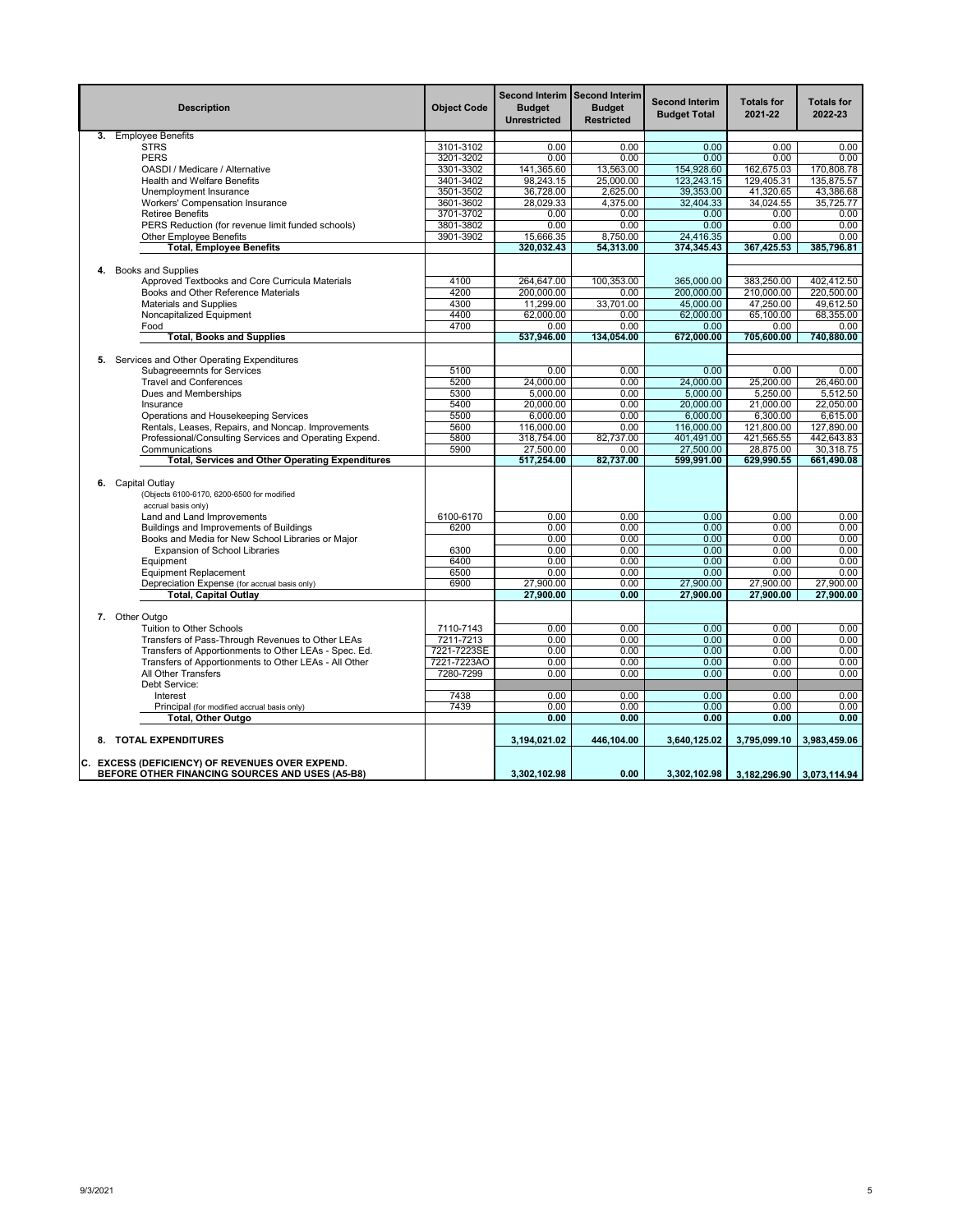| Description | Object Code | Second Interim Budget Unrestricted | Second Interim Budget Restricted | Second Interim Budget Total | Totals for 2021-22 | Totals for 2022-23 |
|---|---|---|---|---|---|---|
| **3.** Employee Benefits | | | | | | |
| STRS | 3101-3102 | 0.00 | 0.00 | 0.00 | 0.00 | 0.00 |
| PERS | 3201-3202 | 0.00 | 0.00 | 0.00 | 0.00 | 0.00 |
| OASDI / Medicare / Alternative | 3301-3302 | 141,365.60 | 13,563.00 | 154,928.60 | 162,675.03 | 170,808.78 |
| Health and Welfare Benefits | 3401-3402 | 98,243.15 | 25,000.00 | 123,243.15 | 129,405.31 | 135,875.57 |
| Unemployment Insurance | 3501-3502 | 36,728.00 | 2,625.00 | 39,353.00 | 41,320.65 | 43,386.68 |
| Workers' Compensation Insurance | 3601-3602 | 28,029.33 | 4,375.00 | 32,404.33 | 34,024.55 | 35,725.77 |
| Retiree Benefits | 3701-3702 | 0.00 | 0.00 | 0.00 | 0.00 | 0.00 |
| PERS Reduction (for revenue limit funded schools) | 3801-3802 | 0.00 | 0.00 | 0.00 | 0.00 | 0.00 |
| Other Employee Benefits | 3901-3902 | 15,666.35 | 8,750.00 | 24,416.35 | 0.00 | 0.00 |
| **Total, Employee Benefits** | | **320,032.43** | **54,313.00** | **374,345.43** | **367,425.53** | **385,796.81** |
| **4.** Books and Supplies | | | | | | |
| Approved Textbooks and Core Curricula Materials | 4100 | 264,647.00 | 100,353.00 | 365,000.00 | 383,250.00 | 402,412.50 |
| Books and Other Reference Materials | 4200 | 200,000.00 | 0.00 | 200,000.00 | 210,000.00 | 220,500.00 |
| Materials and Supplies | 4300 | 11,299.00 | 33,701.00 | 45,000.00 | 47,250.00 | 49,612.50 |
| Noncapitalized Equipment | 4400 | 62,000.00 | 0.00 | 62,000.00 | 65,100.00 | 68,355.00 |
| Food | 4700 | 0.00 | 0.00 | 0.00 | 0.00 | 0.00 |
| **Total, Books and Supplies** | | **537,946.00** | **134,054.00** | **672,000.00** | **705,600.00** | **740,880.00** |
| **5.** Services and Other Operating Expenditures | | | | | | |
| Subagreeemnts for Services | 5100 | 0.00 | 0.00 | 0.00 | 0.00 | 0.00 |
| Travel and Conferences | 5200 | 24,000.00 | 0.00 | 24,000.00 | 25,200.00 | 26,460.00 |
| Dues and Memberships | 5300 | 5,000.00 | 0.00 | 5,000.00 | 5,250.00 | 5,512.50 |
| Insurance | 5400 | 20,000.00 | 0.00 | 20,000.00 | 21,000.00 | 22,050.00 |
| Operations and Housekeeping Services | 5500 | 6,000.00 | 0.00 | 6,000.00 | 6,300.00 | 6,615.00 |
| Rentals, Leases, Repairs, and Noncap. Improvements | 5600 | 116,000.00 | 0.00 | 116,000.00 | 121,800.00 | 127,890.00 |
| Professional/Consulting Services and Operating Expend. | 5800 | 318,754.00 | 82,737.00 | 401,491.00 | 421,565.55 | 442,643.83 |
| Communications | 5900 | 27,500.00 | 0.00 | 27,500.00 | 28,875.00 | 30,318.75 |
| **Total, Services and Other Operating Expenditures** | | **517,254.00** | **82,737.00** | **599,991.00** | **629,990.55** | **661,490.08** |
| **6.** Capital Outlay (Objects 6100-6170, 6200-6500 for modified accrual basis only) | | | | | | |
| Land and Land Improvements | 6100-6170 | 0.00 | 0.00 | 0.00 | 0.00 | 0.00 |
| Buildings and Improvements of Buildings | 6200 | 0.00 | 0.00 | 0.00 | 0.00 | 0.00 |
| Books and Media for New School Libraries or Major Expansion of School Libraries | 6300 | 0.00 | 0.00 | 0.00 | 0.00 | 0.00 |
| Equipment | 6400 | 0.00 | 0.00 | 0.00 | 0.00 | 0.00 |
| Equipment Replacement | 6500 | 0.00 | 0.00 | 0.00 | 0.00 | 0.00 |
| Depreciation Expense (for accrual basis only) | 6900 | 27,900.00 | 0.00 | 27,900.00 | 27,900.00 | 27,900.00 |
| **Total, Capital Outlay** | | **27,900.00** | **0.00** | **27,900.00** | **27,900.00** | **27,900.00** |
| **7.** Other Outgo | | | | | | |
| Tuition to Other Schools | 7110-7143 | 0.00 | 0.00 | 0.00 | 0.00 | 0.00 |
| Transfers of Pass-Through Revenues to Other LEAs | 7211-7213 | 0.00 | 0.00 | 0.00 | 0.00 | 0.00 |
| Transfers of Apportionments to Other LEAs - Spec. Ed. | 7221-7223SE | 0.00 | 0.00 | 0.00 | 0.00 | 0.00 |
| Transfers of Apportionments to Other LEAs - All Other | 7221-7223AO | 0.00 | 0.00 | 0.00 | 0.00 | 0.00 |
| All Other Transfers | 7280-7299 | 0.00 | 0.00 | 0.00 | 0.00 | 0.00 |
| Debt Service: | | | | | | |
| Interest | 7438 | 0.00 | 0.00 | 0.00 | 0.00 | 0.00 |
| Principal (for modified accrual basis only) | 7439 | 0.00 | 0.00 | 0.00 | 0.00 | 0.00 |
| **Total, Other Outgo** | | **0.00** | **0.00** | **0.00** | **0.00** | **0.00** |
| **8. TOTAL EXPENDITURES** | | **3,194,021.02** | **446,104.00** | **3,640,125.02** | **3,795,099.10** | **3,983,459.06** |
| **C. EXCESS (DEFICIENCY) OF REVENUES OVER EXPEND. BEFORE OTHER FINANCING SOURCES AND USES (A5-B8)** | | **3,302,102.98** | **0.00** | **3,302,102.98** | **3,182,296.90** | **3,073,114.94** |

9/3/2021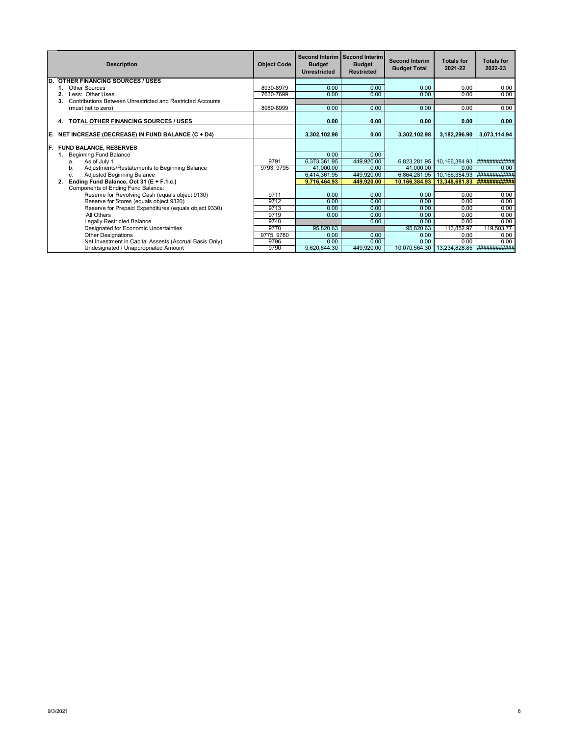| Description | Object Code | Second Interim Budget Unrestricted | Second Interim Budget Restricted | Second Interim Budget Total | Totals for 2021-22 | Totals for 2022-23 |
|---|---|---|---|---|---|---|
| **D. OTHER FINANCING SOURCES / USES** | | | | | | |
| **1.** Other Sources | 8930-8979 | 0.00 | 0.00 | 0.00 | 0.00 | 0.00 |
| **2.** Less: Other Uses | 7630-7699 | 0.00 | 0.00 | 0.00 | 0.00 | 0.00 |
| **3.** Contributions Between Unrestricted and Restricted Accounts (must net to zero) | 8980-8999 | 0.00 | 0.00 | 0.00 | 0.00 | 0.00 |
| **4. TOTAL OTHER FINANCING SOURCES / USES** | | **0.00** | **0.00** | **0.00** | **0.00** | **0.00** |
| **E. NET INCREASE (DECREASE) IN FUND BALANCE (C + D4)** | | **3,302,102.98** | **0.00** | **3,302,102.98** | **3,182,296.90** | **3,073,114.94** |
| **F. FUND BALANCE, RESERVES** | | | | | | |
| **1.** Beginning Fund Balance | | 0.00 | 0.00 | | | |
| a. As of July 1 | 9791 | 6,373,361.95 | 449,920.00 | 6,823,281.95 | 10,166,384.93 | ############ |
| b. Adjustments/Restatements to Beginning Balance | 9793, 9795 | 41,000.00 | 0.00 | 41,000.00 | 0.00 | 0.00 |
| c. Adjusted Beginning Balance | | 6,414,361.95 | 449,920.00 | 6,864,281.95 | 10,166,384.93 | ############ |
| **2. Ending Fund Balance, Oct 31 (E + F.1.c.)** | | **9,716,464.93** | **449,920.00** | **10,166,384.93** | **13,348,681.83** | **############** |
| Components of Ending Fund Balance: | | | | | | |
| Reserve for Revolving Cash (equals object 9130) | 9711 | 0.00 | 0.00 | 0.00 | 0.00 | 0.00 |
| Reserve for Stores (equals object 9320) | 9712 | 0.00 | 0.00 | 0.00 | 0.00 | 0.00 |
| Reserve for Prepaid Expenditures (equals object 9330) | 9713 | 0.00 | 0.00 | 0.00 | 0.00 | 0.00 |
| All Others | 9719 | 0.00 | 0.00 | 0.00 | 0.00 | 0.00 |
| Legally Restricted Balance | 9740 | | 0.00 | 0.00 | 0.00 | 0.00 |
| Designated for Economic Uncertainties | 9770 | 95,820.63 | | 95,820.63 | 113,852.97 | 119,503.77 |
| Other Designations | 9775, 9780 | 0.00 | 0.00 | 0.00 | 0.00 | 0.00 |
| Net Investment in Capital Assests (Accrual Basis Only) | 9796 | 0.00 | 0.00 | 0.00 | 0.00 | 0.00 |
| Undesignated / Unappropriated Amount | 9790 | 9,620,644.30 | 449,920.00 | 10,070,564.30 | 13,234,828.85 | ############ |

9/3/2021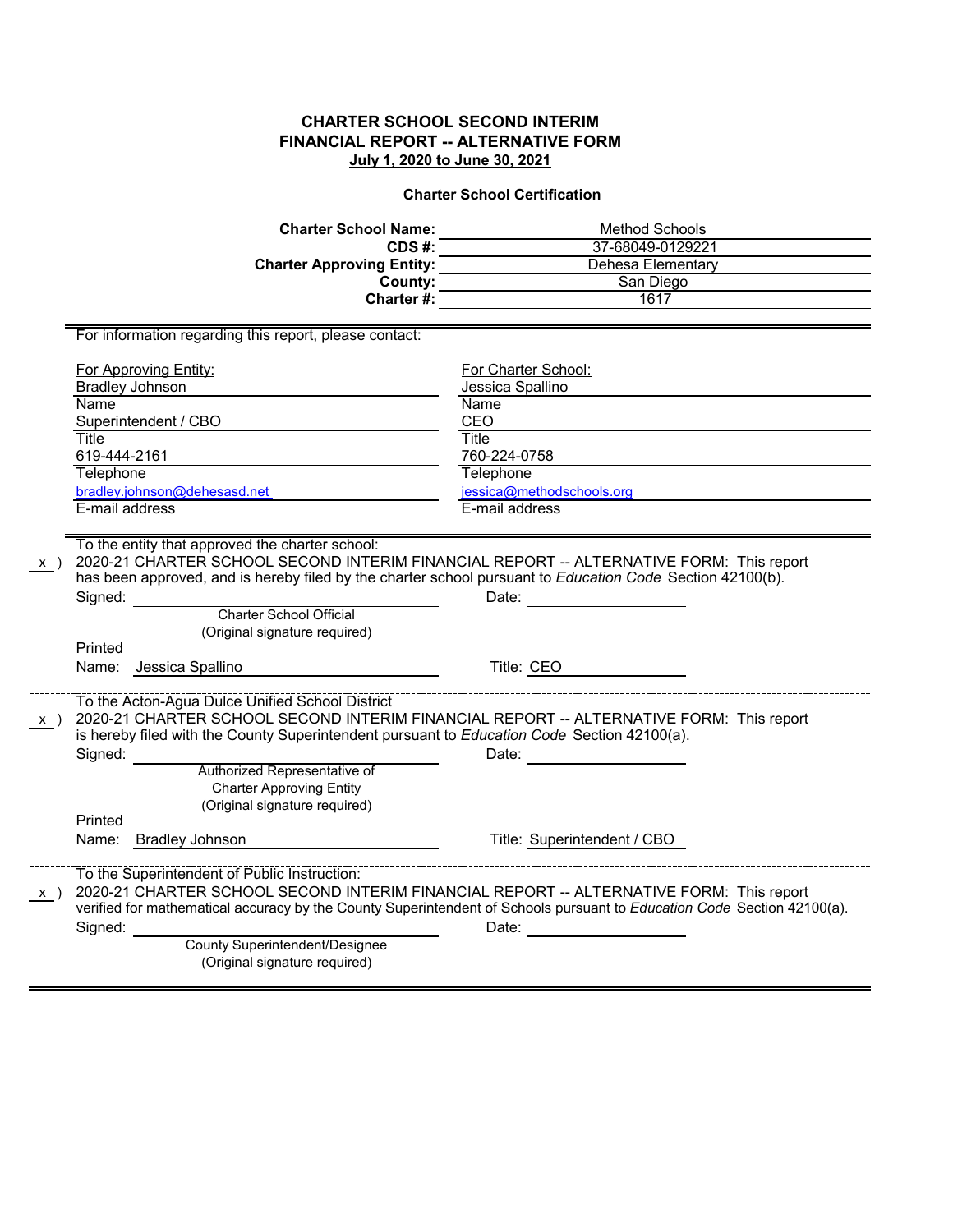# CHARTER SCHOOL SECOND INTERIM FINANCIAL REPORT -- ALTERNATIVE FORM

**July 1, 2020 to June 30, 2021**

**Charter School Certification**

| | |
|---|---|
| **Charter School Name:** | Method Schools |
| **CDS #:** | 37-68049-0129221 |
| **Charter Approving Entity:** | Dehesa Elementary |
| **County:** | San Diego |
| **Charter #:** | 1617 |

For information regarding this report, please contact:

| For Approving Entity: | For Charter School: |
|---|---|
| Bradley Johnson | Jessica Spallino |
| Name | Name |
| Superintendent / CBO | CEO |
| Title | Title |
| 619-444-2161 | 760-224-0758 |
| Telephone | Telephone |
| bradley.johnson@dehesasd.net | jessica@methodschools.org |
| E-mail address | E-mail address |

To the entity that approved the charter school:

x ) 2020-21 CHARTER SCHOOL SECOND INTERIM FINANCIAL REPORT -- ALTERNATIVE FORM: This report has been approved, and is hereby filed by the charter school pursuant to *Education Code* Section 42100(b).

Signed: ______________________ Date: ______________
Charter School Official
(Original signature required)

Printed Name: Jessica Spallino Title: CEO

---

To the Acton-Agua Dulce Unified School District

x ) 2020-21 CHARTER SCHOOL SECOND INTERIM FINANCIAL REPORT -- ALTERNATIVE FORM: This report is hereby filed with the County Superintendent pursuant to *Education Code* Section 42100(a).

Signed: ______________________ Date: ______________
Authorized Representative of
Charter Approving Entity
(Original signature required)

Printed Name: Bradley Johnson Title: Superintendent / CBO

---

To the Superintendent of Public Instruction:

x ) 2020-21 CHARTER SCHOOL SECOND INTERIM FINANCIAL REPORT -- ALTERNATIVE FORM: This report verified for mathematical accuracy by the County Superintendent of Schools pursuant to *Education Code* Section 42100(a).

Signed: ______________________ Date: ______________
County Superintendent/Designee
(Original signature required)